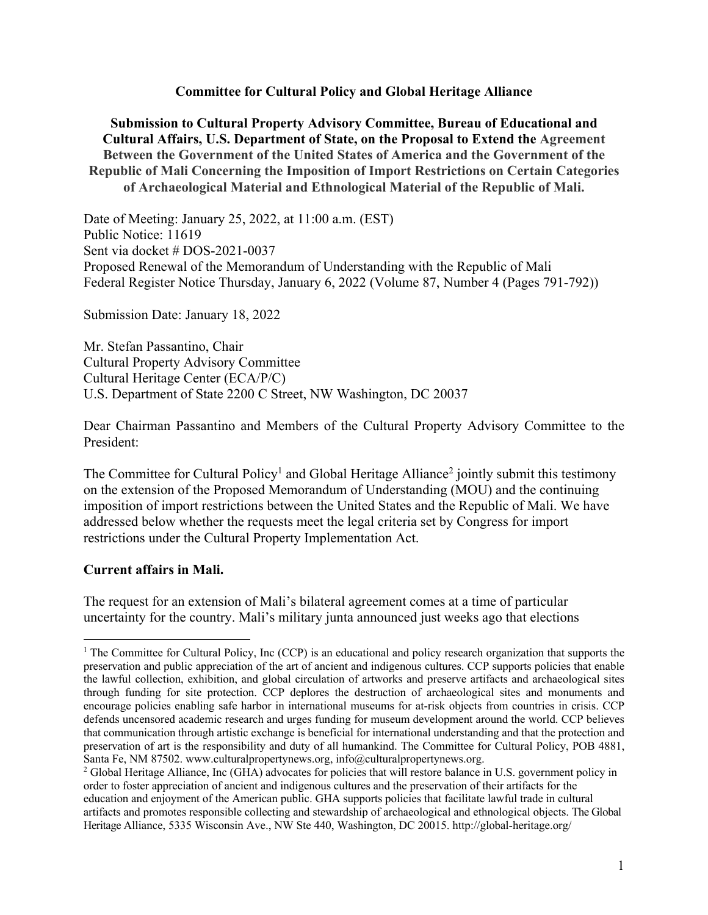**Committee for Cultural Policy and Global Heritage Alliance**

**Submission to Cultural Property Advisory Committee, Bureau of Educational and Cultural Affairs, U.S. Department of State, on the Proposal to Extend the Agreement Between the Government of the United States of America and the Government of the Republic of Mali Concerning the Imposition of Import Restrictions on Certain Categories of Archaeological Material and Ethnological Material of the Republic of Mali.**

Date of Meeting: January 25, 2022, at 11:00 a.m. (EST)
Public Notice: 11619
Sent via docket # DOS-2021-0037
Proposed Renewal of the Memorandum of Understanding with the Republic of Mali
Federal Register Notice Thursday, January 6, 2022 (Volume 87, Number 4 (Pages 791-792))

Submission Date: January 18, 2022

Mr. Stefan Passantino, Chair
Cultural Property Advisory Committee
Cultural Heritage Center (ECA/P/C)
U.S. Department of State 2200 C Street, NW Washington, DC 20037

Dear Chairman Passantino and Members of the Cultural Property Advisory Committee to the President:

The Committee for Cultural Policy[1] and Global Heritage Alliance[2] jointly submit this testimony on the extension of the Proposed Memorandum of Understanding (MOU) and the continuing imposition of import restrictions between the United States and the Republic of Mali. We have addressed below whether the requests meet the legal criteria set by Congress for import restrictions under the Cultural Property Implementation Act.

**Current affairs in Mali.**

The request for an extension of Mali's bilateral agreement comes at a time of particular uncertainty for the country. Mali's military junta announced just weeks ago that elections

---

[1] The Committee for Cultural Policy, Inc (CCP) is an educational and policy research organization that supports the preservation and public appreciation of the art of ancient and indigenous cultures. CCP supports policies that enable the lawful collection, exhibition, and global circulation of artworks and preserve artifacts and archaeological sites through funding for site protection. CCP deplores the destruction of archaeological sites and monuments and encourage policies enabling safe harbor in international museums for at-risk objects from countries in crisis. CCP defends uncensored academic research and urges funding for museum development around the world. CCP believes that communication through artistic exchange is beneficial for international understanding and that the protection and preservation of art is the responsibility and duty of all humankind. The Committee for Cultural Policy, POB 4881, Santa Fe, NM 87502. www.culturalpropertynews.org, info@culturalpropertynews.org.

[2] Global Heritage Alliance, Inc (GHA) advocates for policies that will restore balance in U.S. government policy in order to foster appreciation of ancient and indigenous cultures and the preservation of their artifacts for the education and enjoyment of the American public. GHA supports policies that facilitate lawful trade in cultural artifacts and promotes responsible collecting and stewardship of archaeological and ethnological objects. The Global Heritage Alliance, 5335 Wisconsin Ave., NW Ste 440, Washington, DC 20015. http://global-heritage.org/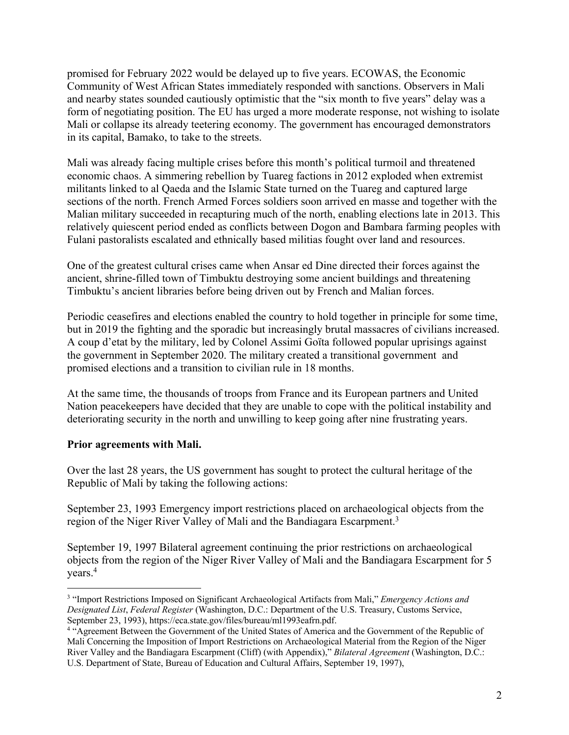promised for February 2022 would be delayed up to five years. ECOWAS, the Economic Community of West African States immediately responded with sanctions. Observers in Mali and nearby states sounded cautiously optimistic that the "six month to five years" delay was a form of negotiating position. The EU has urged a more moderate response, not wishing to isolate Mali or collapse its already teetering economy. The government has encouraged demonstrators in its capital, Bamako, to take to the streets.

Mali was already facing multiple crises before this month's political turmoil and threatened economic chaos. A simmering rebellion by Tuareg factions in 2012 exploded when extremist militants linked to al Qaeda and the Islamic State turned on the Tuareg and captured large sections of the north. French Armed Forces soldiers soon arrived en masse and together with the Malian military succeeded in recapturing much of the north, enabling elections late in 2013. This relatively quiescent period ended as conflicts between Dogon and Bambara farming peoples with Fulani pastoralists escalated and ethnically based militias fought over land and resources.

One of the greatest cultural crises came when Ansar ed Dine directed their forces against the ancient, shrine-filled town of Timbuktu destroying some ancient buildings and threatening Timbuktu's ancient libraries before being driven out by French and Malian forces.

Periodic ceasefires and elections enabled the country to hold together in principle for some time, but in 2019 the fighting and the sporadic but increasingly brutal massacres of civilians increased. A coup d'etat by the military, led by Colonel Assimi Goïta followed popular uprisings against the government in September 2020. The military created a transitional government and promised elections and a transition to civilian rule in 18 months.

At the same time, the thousands of troops from France and its European partners and United Nation peacekeepers have decided that they are unable to cope with the political instability and deteriorating security in the north and unwilling to keep going after nine frustrating years.

**Prior agreements with Mali.**

Over the last 28 years, the US government has sought to protect the cultural heritage of the Republic of Mali by taking the following actions:

September 23, 1993 Emergency import restrictions placed on archaeological objects from the region of the Niger River Valley of Mali and the Bandiagara Escarpment.[3]

September 19, 1997 Bilateral agreement continuing the prior restrictions on archaeological objects from the region of the Niger River Valley of Mali and the Bandiagara Escarpment for 5 years.[4]

---

[3] "Import Restrictions Imposed on Significant Archaeological Artifacts from Mali," *Emergency Actions and Designated List*, *Federal Register* (Washington, D.C.: Department of the U.S. Treasury, Customs Service, September 23, 1993), https://eca.state.gov/files/bureau/ml1993eafrn.pdf.

[4] "Agreement Between the Government of the United States of America and the Government of the Republic of Mali Concerning the Imposition of Import Restrictions on Archaeological Material from the Region of the Niger River Valley and the Bandiagara Escarpment (Cliff) (with Appendix)," *Bilateral Agreement* (Washington, D.C.: U.S. Department of State, Bureau of Education and Cultural Affairs, September 19, 1997),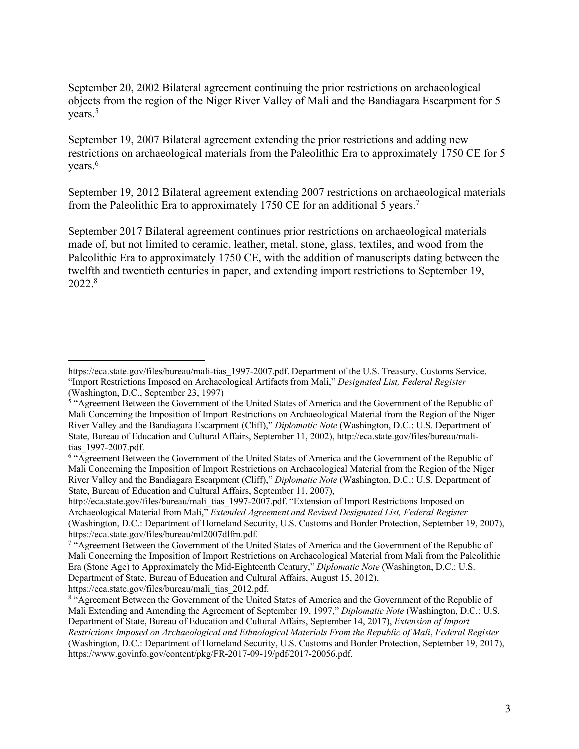September 20, 2002 Bilateral agreement continuing the prior restrictions on archaeological objects from the region of the Niger River Valley of Mali and the Bandiagara Escarpment for 5 years.[5]

September 19, 2007 Bilateral agreement extending the prior restrictions and adding new restrictions on archaeological materials from the Paleolithic Era to approximately 1750 CE for 5 years.[6]

September 19, 2012 Bilateral agreement extending 2007 restrictions on archaeological materials from the Paleolithic Era to approximately 1750 CE for an additional 5 years.[7]

September 2017 Bilateral agreement continues prior restrictions on archaeological materials made of, but not limited to ceramic, leather, metal, stone, glass, textiles, and wood from the Paleolithic Era to approximately 1750 CE, with the addition of manuscripts dating between the twelfth and twentieth centuries in paper, and extending import restrictions to September 19, 2022.[8]

---

https://eca.state.gov/files/bureau/mali-tias_1997-2007.pdf. Department of the U.S. Treasury, Customs Service, "Import Restrictions Imposed on Archaeological Artifacts from Mali," *Designated List, Federal Register* (Washington, D.C., September 23, 1997)

[5] "Agreement Between the Government of the United States of America and the Government of the Republic of Mali Concerning the Imposition of Import Restrictions on Archaeological Material from the Region of the Niger River Valley and the Bandiagara Escarpment (Cliff)," *Diplomatic Note* (Washington, D.C.: U.S. Department of State, Bureau of Education and Cultural Affairs, September 11, 2002), http://eca.state.gov/files/bureau/mali-tias_1997-2007.pdf.

[6] "Agreement Between the Government of the United States of America and the Government of the Republic of Mali Concerning the Imposition of Import Restrictions on Archaeological Material from the Region of the Niger River Valley and the Bandiagara Escarpment (Cliff)," *Diplomatic Note* (Washington, D.C.: U.S. Department of State, Bureau of Education and Cultural Affairs, September 11, 2007), http://eca.state.gov/files/bureau/mali_tias_1997-2007.pdf. "Extension of Import Restrictions Imposed on Archaeological Material from Mali," *Extended Agreement and Revised Designated List, Federal Register* (Washington, D.C.: Department of Homeland Security, U.S. Customs and Border Protection, September 19, 2007), https://eca.state.gov/files/bureau/ml2007dlfrn.pdf.

[7] "Agreement Between the Government of the United States of America and the Government of the Republic of Mali Concerning the Imposition of Import Restrictions on Archaeological Material from Mali from the Paleolithic Era (Stone Age) to Approximately the Mid-Eighteenth Century," *Diplomatic Note* (Washington, D.C.: U.S. Department of State, Bureau of Education and Cultural Affairs, August 15, 2012), https://eca.state.gov/files/bureau/mali_tias_2012.pdf.

[8] "Agreement Between the Government of the United States of America and the Government of the Republic of Mali Extending and Amending the Agreement of September 19, 1997," *Diplomatic Note* (Washington, D.C.: U.S. Department of State, Bureau of Education and Cultural Affairs, September 14, 2017), *Extension of Import Restrictions Imposed on Archaeological and Ethnological Materials From the Republic of Mali*, *Federal Register* (Washington, D.C.: Department of Homeland Security, U.S. Customs and Border Protection, September 19, 2017), https://www.govinfo.gov/content/pkg/FR-2017-09-19/pdf/2017-20056.pdf.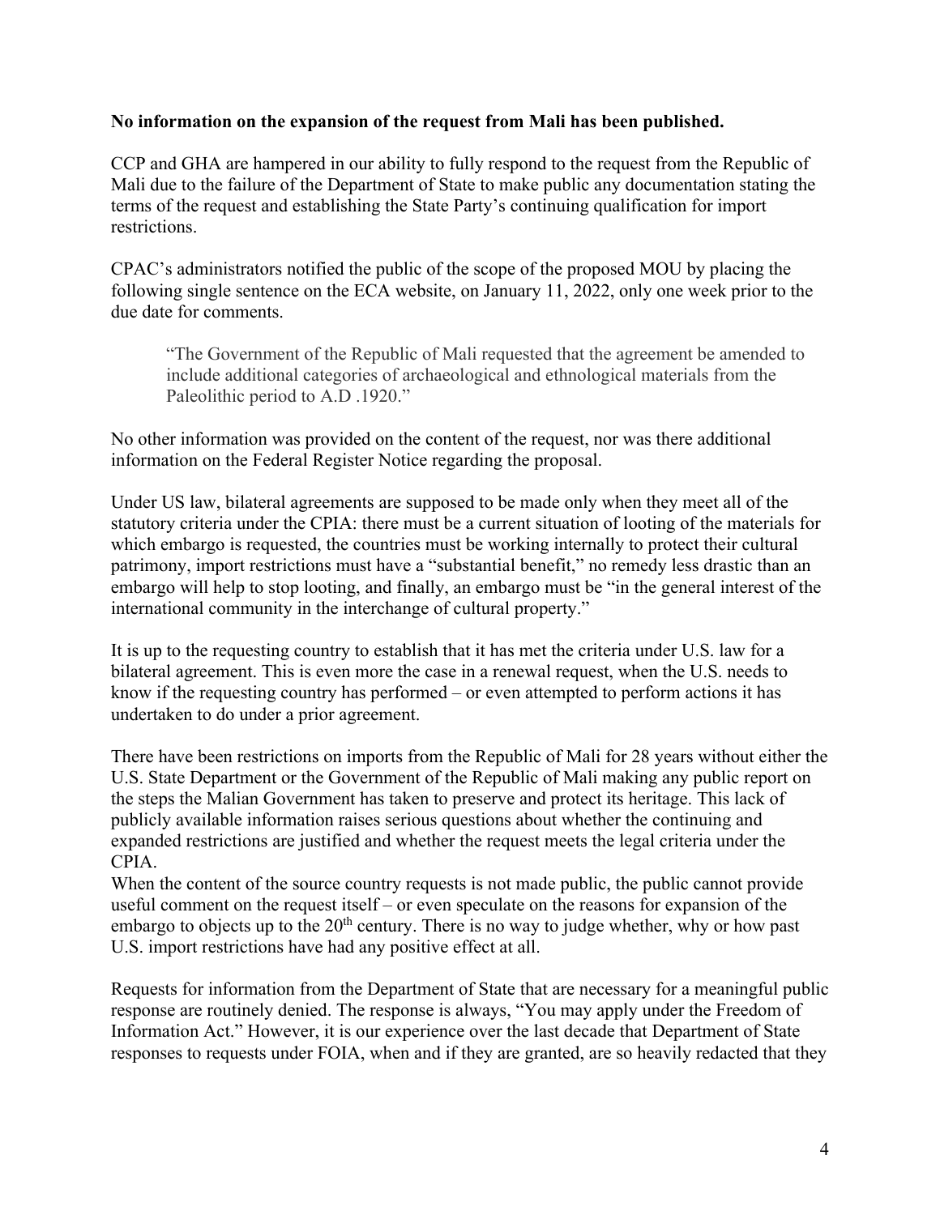**No information on the expansion of the request from Mali has been published.**

CCP and GHA are hampered in our ability to fully respond to the request from the Republic of Mali due to the failure of the Department of State to make public any documentation stating the terms of the request and establishing the State Party's continuing qualification for import restrictions.

CPAC's administrators notified the public of the scope of the proposed MOU by placing the following single sentence on the ECA website, on January 11, 2022, only one week prior to the due date for comments.

> "The Government of the Republic of Mali requested that the agreement be amended to include additional categories of archaeological and ethnological materials from the Paleolithic period to A.D .1920."

No other information was provided on the content of the request, nor was there additional information on the Federal Register Notice regarding the proposal.

Under US law, bilateral agreements are supposed to be made only when they meet all of the statutory criteria under the CPIA: there must be a current situation of looting of the materials for which embargo is requested, the countries must be working internally to protect their cultural patrimony, import restrictions must have a "substantial benefit," no remedy less drastic than an embargo will help to stop looting, and finally, an embargo must be "in the general interest of the international community in the interchange of cultural property."

It is up to the requesting country to establish that it has met the criteria under U.S. law for a bilateral agreement. This is even more the case in a renewal request, when the U.S. needs to know if the requesting country has performed – or even attempted to perform actions it has undertaken to do under a prior agreement.

There have been restrictions on imports from the Republic of Mali for 28 years without either the U.S. State Department or the Government of the Republic of Mali making any public report on the steps the Malian Government has taken to preserve and protect its heritage. This lack of publicly available information raises serious questions about whether the continuing and expanded restrictions are justified and whether the request meets the legal criteria under the CPIA.

When the content of the source country requests is not made public, the public cannot provide useful comment on the request itself – or even speculate on the reasons for expansion of the embargo to objects up to the 20th century. There is no way to judge whether, why or how past U.S. import restrictions have had any positive effect at all.

Requests for information from the Department of State that are necessary for a meaningful public response are routinely denied. The response is always, "You may apply under the Freedom of Information Act." However, it is our experience over the last decade that Department of State responses to requests under FOIA, when and if they are granted, are so heavily redacted that they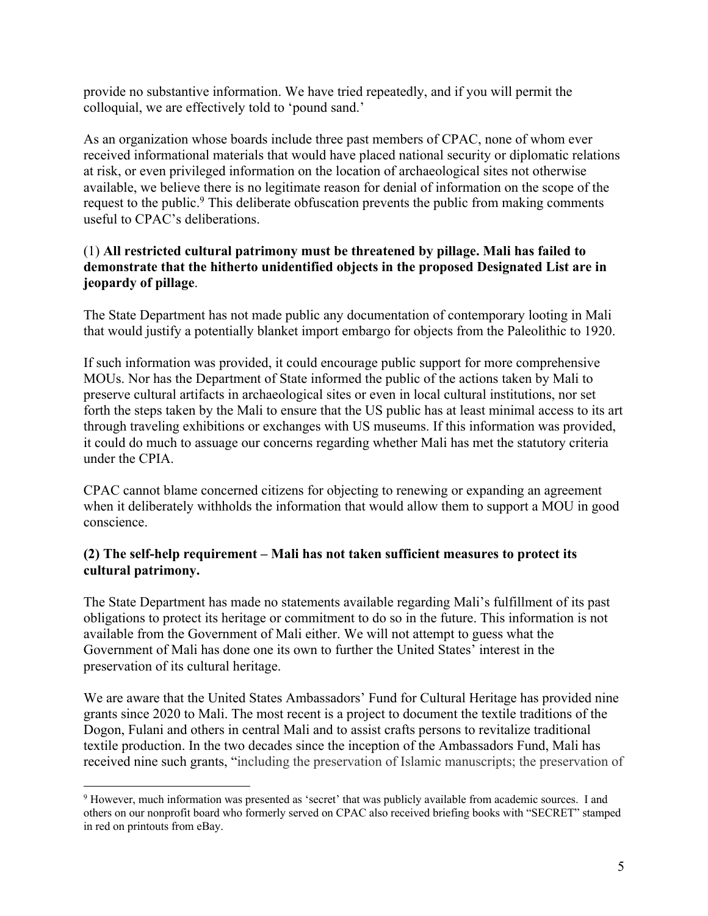provide no substantive information. We have tried repeatedly, and if you will permit the colloquial, we are effectively told to 'pound sand.'

As an organization whose boards include three past members of CPAC, none of whom ever received informational materials that would have placed national security or diplomatic relations at risk, or even privileged information on the location of archaeological sites not otherwise available, we believe there is no legitimate reason for denial of information on the scope of the request to the public.[9] This deliberate obfuscation prevents the public from making comments useful to CPAC's deliberations.

(1) **All restricted cultural patrimony must be threatened by pillage. Mali has failed to demonstrate that the hitherto unidentified objects in the proposed Designated List are in jeopardy of pillage**.

The State Department has not made public any documentation of contemporary looting in Mali that would justify a potentially blanket import embargo for objects from the Paleolithic to 1920.

If such information was provided, it could encourage public support for more comprehensive MOUs. Nor has the Department of State informed the public of the actions taken by Mali to preserve cultural artifacts in archaeological sites or even in local cultural institutions, nor set forth the steps taken by the Mali to ensure that the US public has at least minimal access to its art through traveling exhibitions or exchanges with US museums. If this information was provided, it could do much to assuage our concerns regarding whether Mali has met the statutory criteria under the CPIA.

CPAC cannot blame concerned citizens for objecting to renewing or expanding an agreement when it deliberately withholds the information that would allow them to support a MOU in good conscience.

**(2) The self-help requirement – Mali has not taken sufficient measures to protect its cultural patrimony.**

The State Department has made no statements available regarding Mali's fulfillment of its past obligations to protect its heritage or commitment to do so in the future. This information is not available from the Government of Mali either. We will not attempt to guess what the Government of Mali has done one its own to further the United States' interest in the preservation of its cultural heritage.

We are aware that the United States Ambassadors' Fund for Cultural Heritage has provided nine grants since 2020 to Mali. The most recent is a project to document the textile traditions of the Dogon, Fulani and others in central Mali and to assist crafts persons to revitalize traditional textile production. In the two decades since the inception of the Ambassadors Fund, Mali has received nine such grants, "including the preservation of Islamic manuscripts; the preservation of

[9] However, much information was presented as 'secret' that was publicly available from academic sources. I and others on our nonprofit board who formerly served on CPAC also received briefing books with "SECRET" stamped in red on printouts from eBay.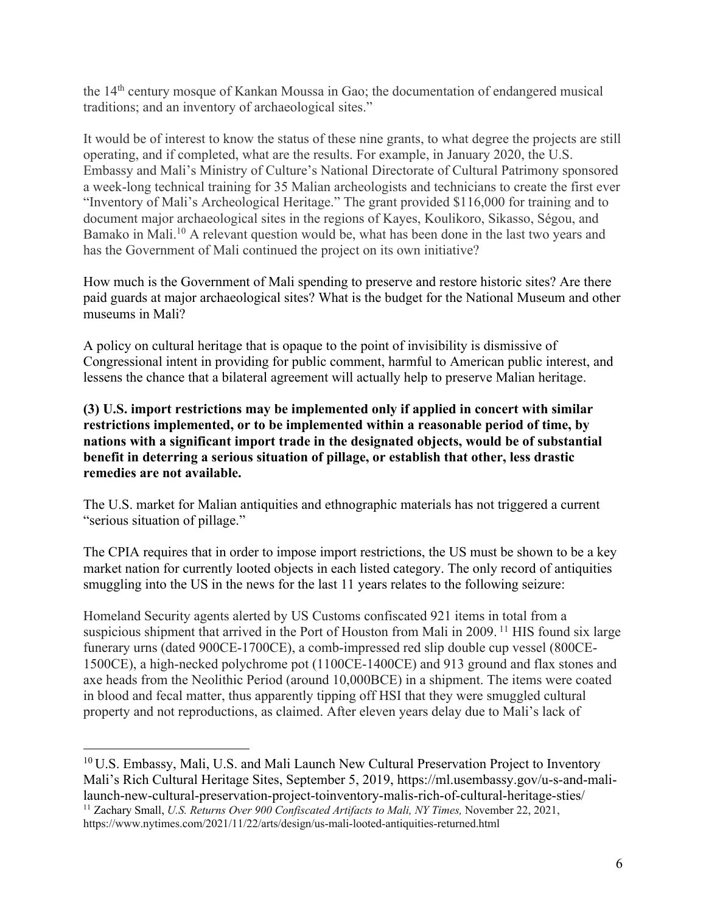the 14th century mosque of Kankan Moussa in Gao; the documentation of endangered musical traditions; and an inventory of archaeological sites."

It would be of interest to know the status of these nine grants, to what degree the projects are still operating, and if completed, what are the results. For example, in January 2020, the U.S. Embassy and Mali's Ministry of Culture's National Directorate of Cultural Patrimony sponsored a week-long technical training for 35 Malian archeologists and technicians to create the first ever "Inventory of Mali's Archeological Heritage." The grant provided $116,000 for training and to document major archaeological sites in the regions of Kayes, Koulikoro, Sikasso, Ségou, and Bamako in Mali.[10] A relevant question would be, what has been done in the last two years and has the Government of Mali continued the project on its own initiative?

How much is the Government of Mali spending to preserve and restore historic sites? Are there paid guards at major archaeological sites? What is the budget for the National Museum and other museums in Mali?

A policy on cultural heritage that is opaque to the point of invisibility is dismissive of Congressional intent in providing for public comment, harmful to American public interest, and lessens the chance that a bilateral agreement will actually help to preserve Malian heritage.

**(3) U.S. import restrictions may be implemented only if applied in concert with similar restrictions implemented, or to be implemented within a reasonable period of time, by nations with a significant import trade in the designated objects, would be of substantial benefit in deterring a serious situation of pillage, or establish that other, less drastic remedies are not available.**

The U.S. market for Malian antiquities and ethnographic materials has not triggered a current "serious situation of pillage."

The CPIA requires that in order to impose import restrictions, the US must be shown to be a key market nation for currently looted objects in each listed category. The only record of antiquities smuggling into the US in the news for the last 11 years relates to the following seizure:

Homeland Security agents alerted by US Customs confiscated 921 items in total from a suspicious shipment that arrived in the Port of Houston from Mali in 2009.[11] HIS found six large funerary urns (dated 900CE-1700CE), a comb-impressed red slip double cup vessel (800CE-1500CE), a high-necked polychrome pot (1100CE-1400CE) and 913 ground and flax stones and axe heads from the Neolithic Period (around 10,000BCE) in a shipment. The items were coated in blood and fecal matter, thus apparently tipping off HSI that they were smuggled cultural property and not reproductions, as claimed. After eleven years delay due to Mali's lack of

---

[10] U.S. Embassy, Mali, U.S. and Mali Launch New Cultural Preservation Project to Inventory Mali's Rich Cultural Heritage Sites, September 5, 2019, https://ml.usembassy.gov/u-s-and-mali-launch-new-cultural-preservation-project-toinventory-malis-rich-of-cultural-heritage-sties/

[11] Zachary Small, *U.S. Returns Over 900 Confiscated Artifacts to Mali, NY Times,* November 22, 2021, https://www.nytimes.com/2021/11/22/arts/design/us-mali-looted-antiquities-returned.html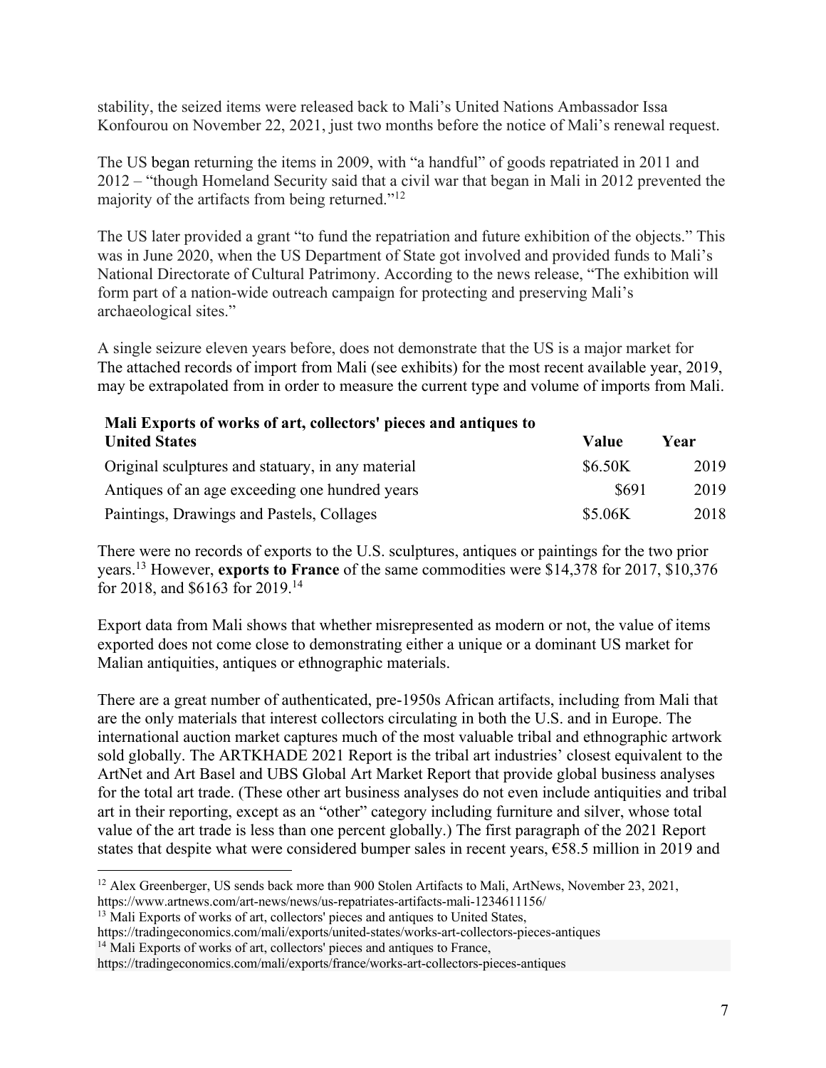stability, the seized items were released back to Mali's United Nations Ambassador Issa Konfourou on November 22, 2021, just two months before the notice of Mali's renewal request.

The US began returning the items in 2009, with "a handful" of goods repatriated in 2011 and 2012 – "though Homeland Security said that a civil war that began in Mali in 2012 prevented the majority of the artifacts from being returned."[12]

The US later provided a grant "to fund the repatriation and future exhibition of the objects." This was in June 2020, when the US Department of State got involved and provided funds to Mali's National Directorate of Cultural Patrimony. According to the news release, "The exhibition will form part of a nation-wide outreach campaign for protecting and preserving Mali's archaeological sites."

A single seizure eleven years before, does not demonstrate that the US is a major market for
The attached records of import from Mali (see exhibits) for the most recent available year, 2019, may be extrapolated from in order to measure the current type and volume of imports from Mali.

| **Mali Exports of works of art, collectors' pieces and antiques to United States** | **Value** | **Year** |
|---|---|---|
| Original sculptures and statuary, in any material | $6.50K | 2019 |
| Antiques of an age exceeding one hundred years | $691 | 2019 |
| Paintings, Drawings and Pastels, Collages | $5.06K | 2018 |

There were no records of exports to the U.S. sculptures, antiques or paintings for the two prior years.[13] However, **exports to France** of the same commodities were $14,378 for 2017, $10,376 for 2018, and $6163 for 2019.[14]

Export data from Mali shows that whether misrepresented as modern or not, the value of items exported does not come close to demonstrating either a unique or a dominant US market for Malian antiquities, antiques or ethnographic materials.

There are a great number of authenticated, pre-1950s African artifacts, including from Mali that are the only materials that interest collectors circulating in both the U.S. and in Europe. The international auction market captures much of the most valuable tribal and ethnographic artwork sold globally. The ARTKHADE 2021 Report is the tribal art industries' closest equivalent to the ArtNet and Art Basel and UBS Global Art Market Report that provide global business analyses for the total art trade. (These other art business analyses do not even include antiquities and tribal art in their reporting, except as an "other" category including furniture and silver, whose total value of the art trade is less than one percent globally.) The first paragraph of the 2021 Report states that despite what were considered bumper sales in recent years, €58.5 million in 2019 and

---

[12] Alex Greenberger, US sends back more than 900 Stolen Artifacts to Mali, ArtNews, November 23, 2021, https://www.artnews.com/art-news/news/us-repatriates-artifacts-mali-1234611156/

[13] Mali Exports of works of art, collectors' pieces and antiques to United States, https://tradingeconomics.com/mali/exports/united-states/works-art-collectors-pieces-antiques

[14] Mali Exports of works of art, collectors' pieces and antiques to France, https://tradingeconomics.com/mali/exports/france/works-art-collectors-pieces-antiques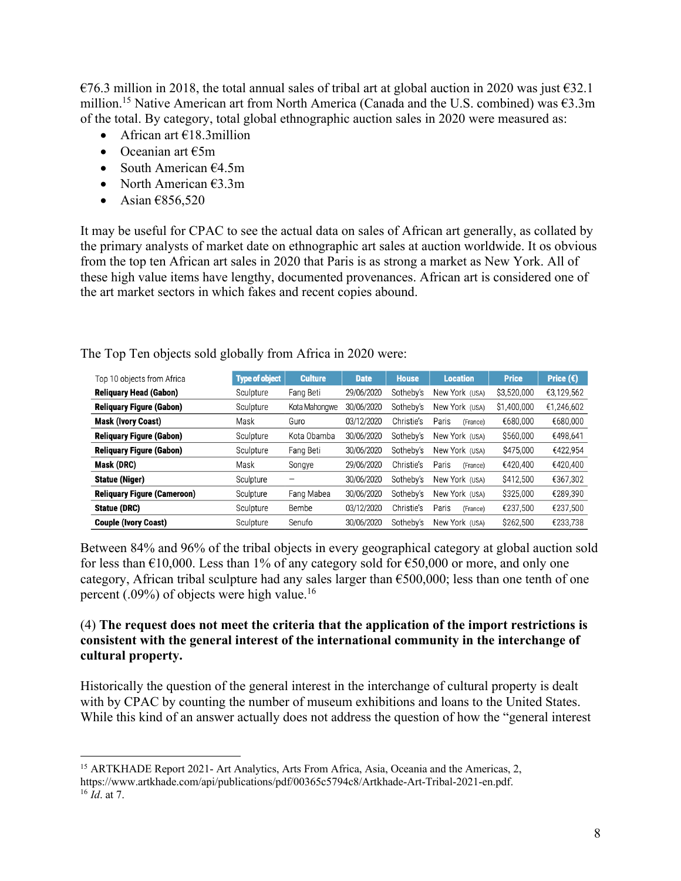€76.3 million in 2018, the total annual sales of tribal art at global auction in 2020 was just €32.1 million.[15] Native American art from North America (Canada and the U.S. combined) was €3.3m of the total. By category, total global ethnographic auction sales in 2020 were measured as:

- African art €18.3million
- Oceanian art €5m
- South American €4.5m
- North American €3.3m
- Asian €856,520

It may be useful for CPAC to see the actual data on sales of African art generally, as collated by the primary analysts of market date on ethnographic art sales at auction worldwide. It os obvious from the top ten African art sales in 2020 that Paris is as strong a market as New York. All of these high value items have lengthy, documented provenances. African art is considered one of the art market sectors in which fakes and recent copies abound.

The Top Ten objects sold globally from Africa in 2020 were:

| Top 10 objects from Africa | Type of object | Culture | Date | House | Location | Price | Price (€) |
|---|---|---|---|---|---|---|---|
| **Reliquary Head (Gabon)** | Sculpture | Fang Beti | 29/06/2020 | Sotheby's | New York (USA) | $3,520,000 | €3,129,562 |
| **Reliquary Figure (Gabon)** | Sculpture | Kota Mahongwe | 30/06/2020 | Sotheby's | New York (USA) | $1,400,000 | €1,246,602 |
| **Mask (Ivory Coast)** | Mask | Guro | 03/12/2020 | Christie's | Paris (France) | €680,000 | €680,000 |
| **Reliquary Figure (Gabon)** | Sculpture | Kota Obamba | 30/06/2020 | Sotheby's | New York (USA) | $560,000 | €498,641 |
| **Reliquary Figure (Gabon)** | Sculpture | Fang Beti | 30/06/2020 | Sotheby's | New York (USA) | $475,000 | €422,954 |
| **Mask (DRC)** | Mask | Songye | 29/06/2020 | Christie's | Paris (France) | €420,400 | €420,400 |
| **Statue (Niger)** | Sculpture | – | 30/06/2020 | Sotheby's | New York (USA) | $412,500 | €367,302 |
| **Reliquary Figure (Cameroon)** | Sculpture | Fang Mabea | 30/06/2020 | Sotheby's | New York (USA) | $325,000 | €289,390 |
| **Statue (DRC)** | Sculpture | Bembe | 03/12/2020 | Christie's | Paris (France) | €237,500 | €237,500 |
| **Couple (Ivory Coast)** | Sculpture | Senufo | 30/06/2020 | Sotheby's | New York (USA) | $262,500 | €233,738 |

Between 84% and 96% of the tribal objects in every geographical category at global auction sold for less than €10,000. Less than 1% of any category sold for €50,000 or more, and only one category, African tribal sculpture had any sales larger than €500,000; less than one tenth of one percent (.09%) of objects were high value.[16]

(4) **The request does not meet the criteria that the application of the import restrictions is consistent with the general interest of the international community in the interchange of cultural property.**

Historically the question of the general interest in the interchange of cultural property is dealt with by CPAC by counting the number of museum exhibitions and loans to the United States. While this kind of an answer actually does not address the question of how the "general interest

---

[15] ARTKHADE Report 2021- Art Analytics, Arts From Africa, Asia, Oceania and the Americas, 2, https://www.artkhade.com/api/publications/pdf/00365c5794c8/Artkhade-Art-Tribal-2021-en.pdf.

[16] *Id*. at 7.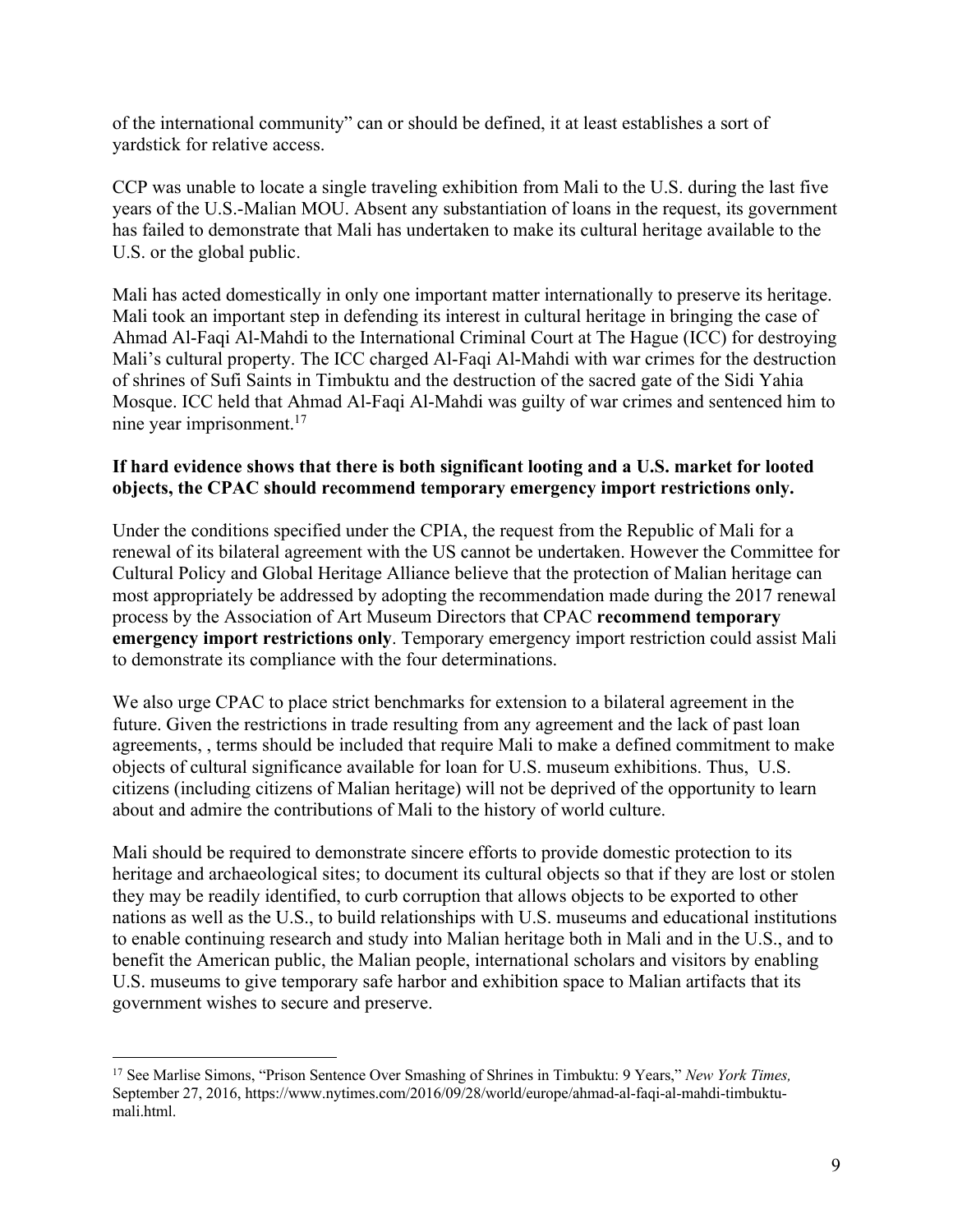of the international community" can or should be defined, it at least establishes a sort of yardstick for relative access.

CCP was unable to locate a single traveling exhibition from Mali to the U.S. during the last five years of the U.S.-Malian MOU. Absent any substantiation of loans in the request, its government has failed to demonstrate that Mali has undertaken to make its cultural heritage available to the U.S. or the global public.

Mali has acted domestically in only one important matter internationally to preserve its heritage. Mali took an important step in defending its interest in cultural heritage in bringing the case of Ahmad Al-Faqi Al-Mahdi to the International Criminal Court at The Hague (ICC) for destroying Mali's cultural property. The ICC charged Al-Faqi Al-Mahdi with war crimes for the destruction of shrines of Sufi Saints in Timbuktu and the destruction of the sacred gate of the Sidi Yahia Mosque. ICC held that Ahmad Al-Faqi Al-Mahdi was guilty of war crimes and sentenced him to nine year imprisonment.[17]

**If hard evidence shows that there is both significant looting and a U.S. market for looted objects, the CPAC should recommend temporary emergency import restrictions only.**

Under the conditions specified under the CPIA, the request from the Republic of Mali for a renewal of its bilateral agreement with the US cannot be undertaken. However the Committee for Cultural Policy and Global Heritage Alliance believe that the protection of Malian heritage can most appropriately be addressed by adopting the recommendation made during the 2017 renewal process by the Association of Art Museum Directors that CPAC **recommend temporary emergency import restrictions only**. Temporary emergency import restriction could assist Mali to demonstrate its compliance with the four determinations.

We also urge CPAC to place strict benchmarks for extension to a bilateral agreement in the future. Given the restrictions in trade resulting from any agreement and the lack of past loan agreements, , terms should be included that require Mali to make a defined commitment to make objects of cultural significance available for loan for U.S. museum exhibitions. Thus, U.S. citizens (including citizens of Malian heritage) will not be deprived of the opportunity to learn about and admire the contributions of Mali to the history of world culture.

Mali should be required to demonstrate sincere efforts to provide domestic protection to its heritage and archaeological sites; to document its cultural objects so that if they are lost or stolen they may be readily identified, to curb corruption that allows objects to be exported to other nations as well as the U.S., to build relationships with U.S. museums and educational institutions to enable continuing research and study into Malian heritage both in Mali and in the U.S., and to benefit the American public, the Malian people, international scholars and visitors by enabling U.S. museums to give temporary safe harbor and exhibition space to Malian artifacts that its government wishes to secure and preserve.

[17] See Marlise Simons, "Prison Sentence Over Smashing of Shrines in Timbuktu: 9 Years," *New York Times,* September 27, 2016, https://www.nytimes.com/2016/09/28/world/europe/ahmad-al-faqi-al-mahdi-timbuktu-mali.html.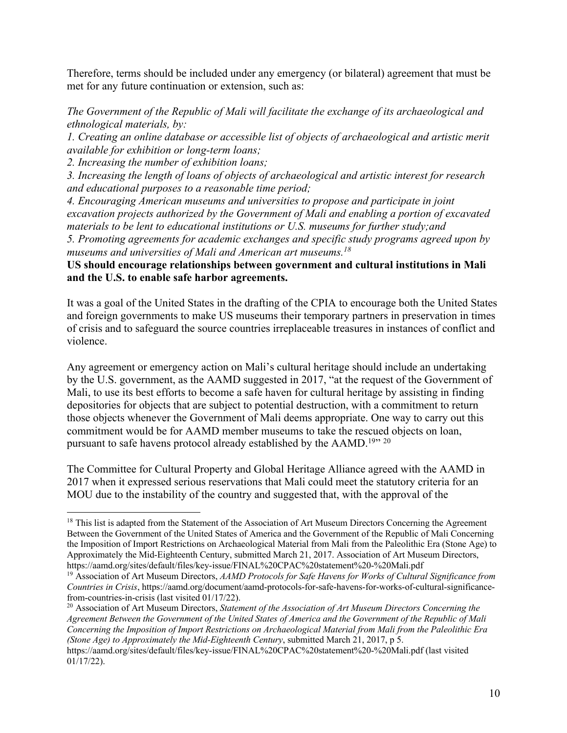Therefore, terms should be included under any emergency (or bilateral) agreement that must be met for any future continuation or extension, such as:

*The Government of the Republic of Mali will facilitate the exchange of its archaeological and ethnological materials, by:*
*1. Creating an online database or accessible list of objects of archaeological and artistic merit available for exhibition or long-term loans;*
*2. Increasing the number of exhibition loans;*
*3. Increasing the length of loans of objects of archaeological and artistic interest for research and educational purposes to a reasonable time period;*
*4. Encouraging American museums and universities to propose and participate in joint excavation projects authorized by the Government of Mali and enabling a portion of excavated materials to be lent to educational institutions or U.S. museums for further study;and*
*5. Promoting agreements for academic exchanges and specific study programs agreed upon by museums and universities of Mali and American art museums.*[18]

**US should encourage relationships between government and cultural institutions in Mali and the U.S. to enable safe harbor agreements.**

It was a goal of the United States in the drafting of the CPIA to encourage both the United States and foreign governments to make US museums their temporary partners in preservation in times of crisis and to safeguard the source countries irreplaceable treasures in instances of conflict and violence.

Any agreement or emergency action on Mali's cultural heritage should include an undertaking by the U.S. government, as the AAMD suggested in 2017, "at the request of the Government of Mali, to use its best efforts to become a safe haven for cultural heritage by assisting in finding depositories for objects that are subject to potential destruction, with a commitment to return those objects whenever the Government of Mali deems appropriate. One way to carry out this commitment would be for AAMD member museums to take the rescued objects on loan, pursuant to safe havens protocol already established by the AAMD.[19]" [20]

The Committee for Cultural Property and Global Heritage Alliance agreed with the AAMD in 2017 when it expressed serious reservations that Mali could meet the statutory criteria for an MOU due to the instability of the country and suggested that, with the approval of the

---

[18] This list is adapted from the Statement of the Association of Art Museum Directors Concerning the Agreement Between the Government of the United States of America and the Government of the Republic of Mali Concerning the Imposition of Import Restrictions on Archaeological Material from Mali from the Paleolithic Era (Stone Age) to Approximately the Mid-Eighteenth Century, submitted March 21, 2017. Association of Art Museum Directors, https://aamd.org/sites/default/files/key-issue/FINAL%20CPAC%20statement%20-%20Mali.pdf

[19] Association of Art Museum Directors, *AAMD Protocols for Safe Havens for Works of Cultural Significance from Countries in Crisis*, https://aamd.org/document/aamd-protocols-for-safe-havens-for-works-of-cultural-significance-from-countries-in-crisis (last visited 01/17/22).

[20] Association of Art Museum Directors, *Statement of the Association of Art Museum Directors Concerning the Agreement Between the Government of the United States of America and the Government of the Republic of Mali Concerning the Imposition of Import Restrictions on Archaeological Material from Mali from the Paleolithic Era (Stone Age) to Approximately the Mid-Eighteenth Century*, submitted March 21, 2017, p 5. https://aamd.org/sites/default/files/key-issue/FINAL%20CPAC%20statement%20-%20Mali.pdf (last visited 01/17/22).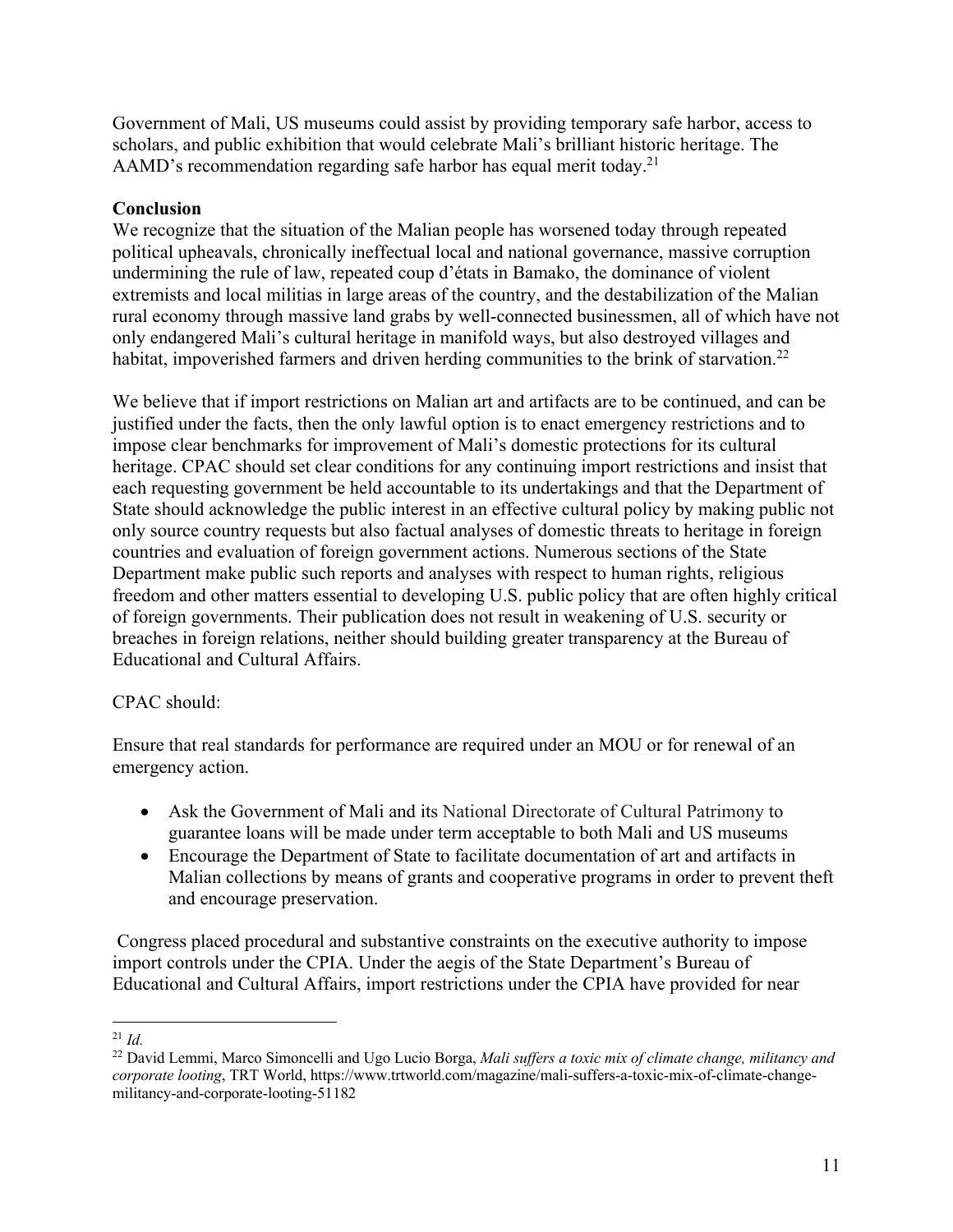Government of Mali, US museums could assist by providing temporary safe harbor, access to scholars, and public exhibition that would celebrate Mali's brilliant historic heritage. The AAMD's recommendation regarding safe harbor has equal merit today.[21]

**Conclusion**

We recognize that the situation of the Malian people has worsened today through repeated political upheavals, chronically ineffectual local and national governance, massive corruption undermining the rule of law, repeated coup d'états in Bamako, the dominance of violent extremists and local militias in large areas of the country, and the destabilization of the Malian rural economy through massive land grabs by well-connected businessmen, all of which have not only endangered Mali's cultural heritage in manifold ways, but also destroyed villages and habitat, impoverished farmers and driven herding communities to the brink of starvation.[22]

We believe that if import restrictions on Malian art and artifacts are to be continued, and can be justified under the facts, then the only lawful option is to enact emergency restrictions and to impose clear benchmarks for improvement of Mali's domestic protections for its cultural heritage. CPAC should set clear conditions for any continuing import restrictions and insist that each requesting government be held accountable to its undertakings and that the Department of State should acknowledge the public interest in an effective cultural policy by making public not only source country requests but also factual analyses of domestic threats to heritage in foreign countries and evaluation of foreign government actions. Numerous sections of the State Department make public such reports and analyses with respect to human rights, religious freedom and other matters essential to developing U.S. public policy that are often highly critical of foreign governments. Their publication does not result in weakening of U.S. security or breaches in foreign relations, neither should building greater transparency at the Bureau of Educational and Cultural Affairs.

CPAC should:

Ensure that real standards for performance are required under an MOU or for renewal of an emergency action.

- Ask the Government of Mali and its National Directorate of Cultural Patrimony to guarantee loans will be made under term acceptable to both Mali and US museums
- Encourage the Department of State to facilitate documentation of art and artifacts in Malian collections by means of grants and cooperative programs in order to prevent theft and encourage preservation.

Congress placed procedural and substantive constraints on the executive authority to impose import controls under the CPIA. Under the aegis of the State Department's Bureau of Educational and Cultural Affairs, import restrictions under the CPIA have provided for near

---

[21] *Id.*

[22] David Lemmi, Marco Simoncelli and Ugo Lucio Borga, *Mali suffers a toxic mix of climate change, militancy and corporate looting*, TRT World, https://www.trtworld.com/magazine/mali-suffers-a-toxic-mix-of-climate-change-militancy-and-corporate-looting-51182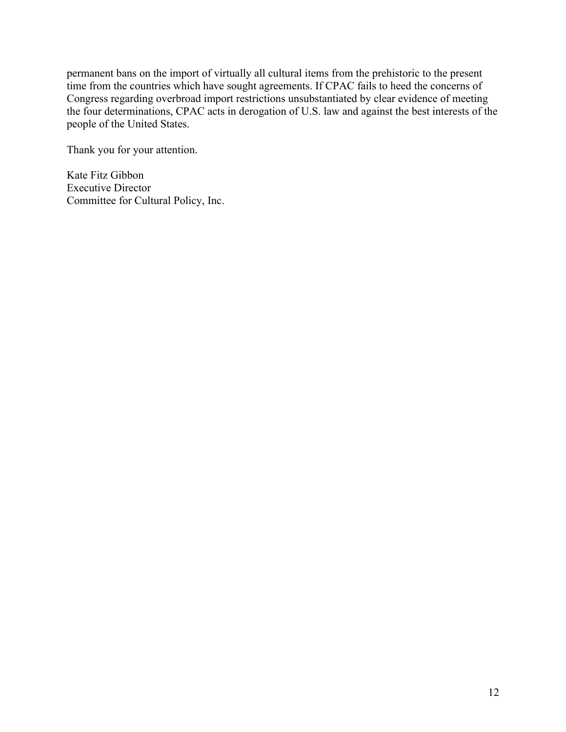permanent bans on the import of virtually all cultural items from the prehistoric to the present time from the countries which have sought agreements. If CPAC fails to heed the concerns of Congress regarding overbroad import restrictions unsubstantiated by clear evidence of meeting the four determinations, CPAC acts in derogation of U.S. law and against the best interests of the people of the United States.

Thank you for your attention.

Kate Fitz Gibbon
Executive Director
Committee for Cultural Policy, Inc.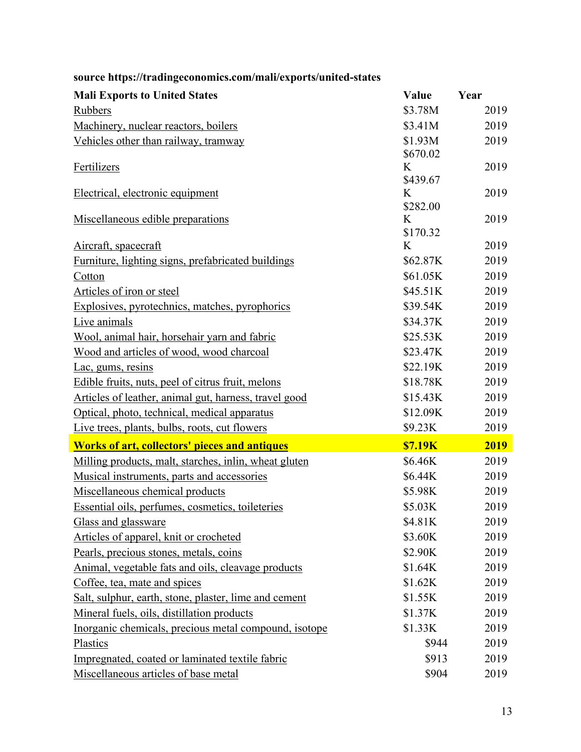**source https://tradingeconomics.com/mali/exports/united-states**

| Mali Exports to United States | Value | Year |
|---|---|---|
| Rubbers | $3.78M | 2019 |
| Machinery, nuclear reactors, boilers | $3.41M | 2019 |
| Vehicles other than railway, tramway | $1.93M | 2019 |
| Fertilizers | $670.02K | 2019 |
| Electrical, electronic equipment | $439.67K | 2019 |
| Miscellaneous edible preparations | $282.00K | 2019 |
| Aircraft, spacecraft | $170.32K | 2019 |
| Furniture, lighting signs, prefabricated buildings | $62.87K | 2019 |
| Cotton | $61.05K | 2019 |
| Articles of iron or steel | $45.51K | 2019 |
| Explosives, pyrotechnics, matches, pyrophorics | $39.54K | 2019 |
| Live animals | $34.37K | 2019 |
| Wool, animal hair, horsehair yarn and fabric | $25.53K | 2019 |
| Wood and articles of wood, wood charcoal | $23.47K | 2019 |
| Lac, gums, resins | $22.19K | 2019 |
| Edible fruits, nuts, peel of citrus fruit, melons | $18.78K | 2019 |
| Articles of leather, animal gut, harness, travel good | $15.43K | 2019 |
| Optical, photo, technical, medical apparatus | $12.09K | 2019 |
| Live trees, plants, bulbs, roots, cut flowers | $9.23K | 2019 |
| **Works of art, collectors' pieces and antiques** | **$7.19K** | **2019** |
| Milling products, malt, starches, inlin, wheat gluten | $6.46K | 2019 |
| Musical instruments, parts and accessories | $6.44K | 2019 |
| Miscellaneous chemical products | $5.98K | 2019 |
| Essential oils, perfumes, cosmetics, toileteries | $5.03K | 2019 |
| Glass and glassware | $4.81K | 2019 |
| Articles of apparel, knit or crocheted | $3.60K | 2019 |
| Pearls, precious stones, metals, coins | $2.90K | 2019 |
| Animal, vegetable fats and oils, cleavage products | $1.64K | 2019 |
| Coffee, tea, mate and spices | $1.62K | 2019 |
| Salt, sulphur, earth, stone, plaster, lime and cement | $1.55K | 2019 |
| Mineral fuels, oils, distillation products | $1.37K | 2019 |
| Inorganic chemicals, precious metal compound, isotope | $1.33K | 2019 |
| Plastics | $944 | 2019 |
| Impregnated, coated or laminated textile fabric | $913 | 2019 |
| Miscellaneous articles of base metal | $904 | 2019 |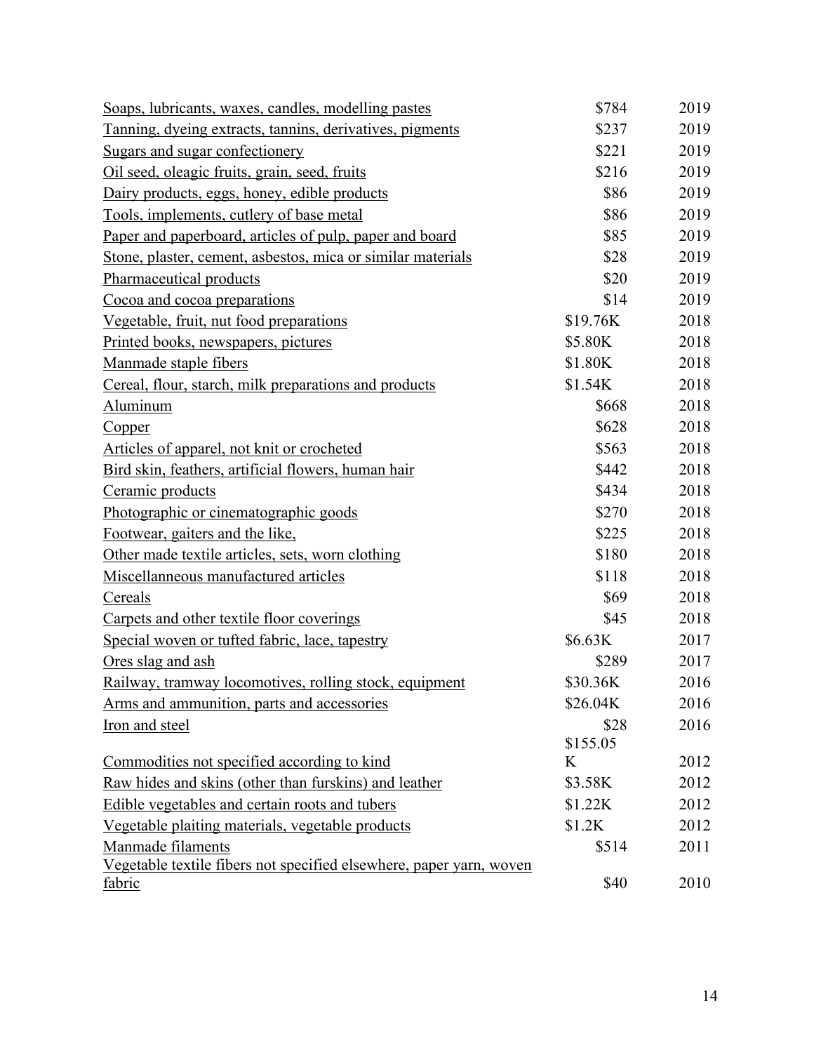| | | |
|---|---|---|
| Soaps, lubricants, waxes, candles, modelling pastes | $784 | 2019 |
| Tanning, dyeing extracts, tannins, derivatives, pigments | $237 | 2019 |
| Sugars and sugar confectionery | $221 | 2019 |
| Oil seed, oleagic fruits, grain, seed, fruits | $216 | 2019 |
| Dairy products, eggs, honey, edible products | $86 | 2019 |
| Tools, implements, cutlery of base metal | $86 | 2019 |
| Paper and paperboard, articles of pulp, paper and board | $85 | 2019 |
| Stone, plaster, cement, asbestos, mica or similar materials | $28 | 2019 |
| Pharmaceutical products | $20 | 2019 |
| Cocoa and cocoa preparations | $14 | 2019 |
| Vegetable, fruit, nut food preparations | $19.76K | 2018 |
| Printed books, newspapers, pictures | $5.80K | 2018 |
| Manmade staple fibers | $1.80K | 2018 |
| Cereal, flour, starch, milk preparations and products | $1.54K | 2018 |
| Aluminum | $668 | 2018 |
| Copper | $628 | 2018 |
| Articles of apparel, not knit or crocheted | $563 | 2018 |
| Bird skin, feathers, artificial flowers, human hair | $442 | 2018 |
| Ceramic products | $434 | 2018 |
| Photographic or cinematographic goods | $270 | 2018 |
| Footwear, gaiters and the like, | $225 | 2018 |
| Other made textile articles, sets, worn clothing | $180 | 2018 |
| Miscellaneous manufactured articles | $118 | 2018 |
| Cereals | $69 | 2018 |
| Carpets and other textile floor coverings | $45 | 2018 |
| Special woven or tufted fabric, lace, tapestry | $6.63K | 2017 |
| Ores slag and ash | $289 | 2017 |
| Railway, tramway locomotives, rolling stock, equipment | $30.36K | 2016 |
| Arms and ammunition, parts and accessories | $26.04K | 2016 |
| Iron and steel | $28 | 2016 |
| Commodities not specified according to kind | $155.05K | 2012 |
| Raw hides and skins (other than furskins) and leather | $3.58K | 2012 |
| Edible vegetables and certain roots and tubers | $1.22K | 2012 |
| Vegetable plaiting materials, vegetable products | $1.2K | 2012 |
| Manmade filaments | $514 | 2011 |
| Vegetable textile fibers not specified elsewhere, paper yarn, woven fabric | $40 | 2010 |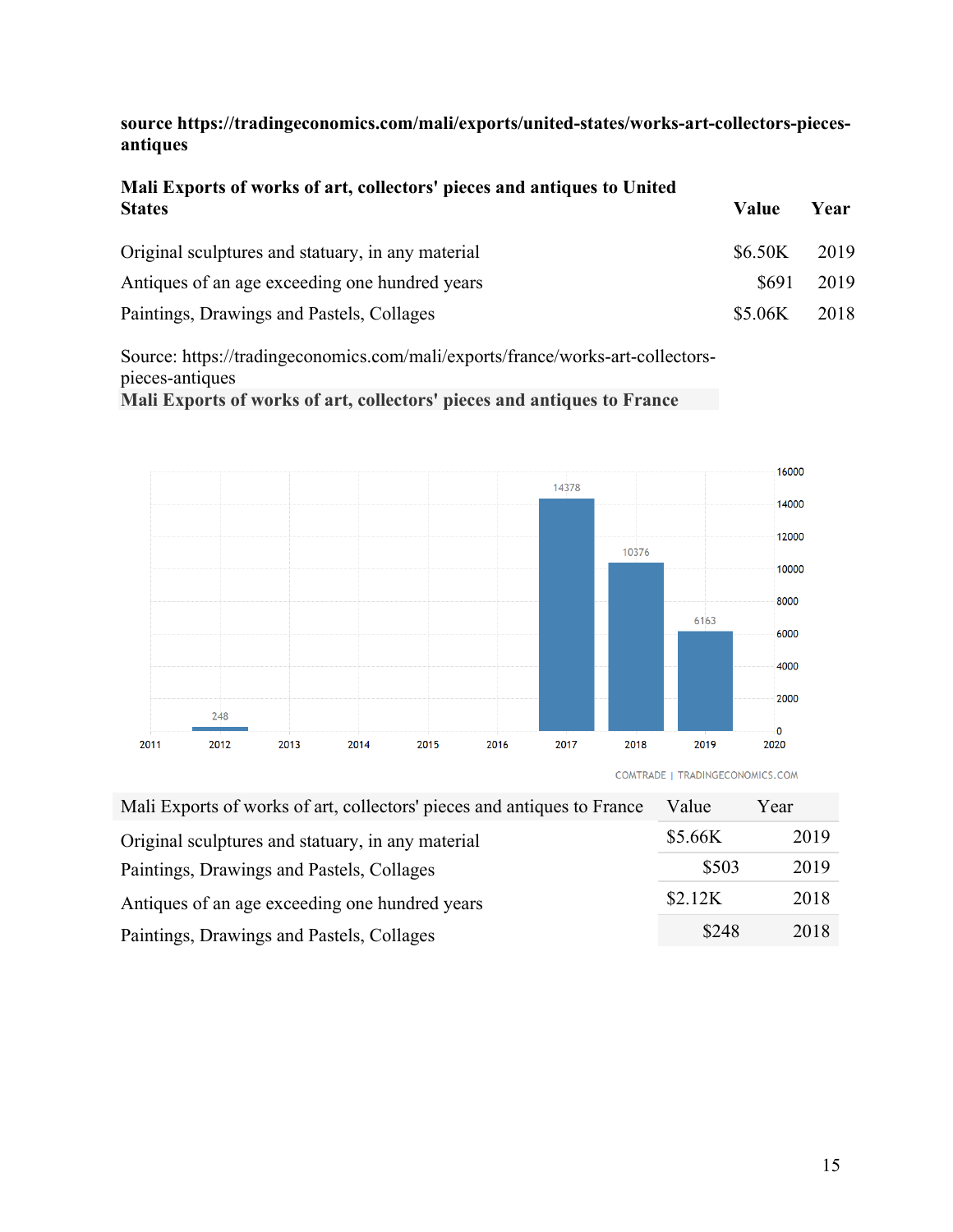**source https://tradingeconomics.com/mali/exports/united-states/works-art-collectors-pieces-antiques**

| Mali Exports of works of art, collectors' pieces and antiques to United States | Value | Year |
|---|---|---|
| Original sculptures and statuary, in any material | $6.50K | 2019 |
| Antiques of an age exceeding one hundred years | $691 | 2019 |
| Paintings, Drawings and Pastels, Collages | $5.06K | 2018 |

Source: https://tradingeconomics.com/mali/exports/france/works-art-collectors-pieces-antiques

**Mali Exports of works of art, collectors' pieces and antiques to France**

14378
10376
6163
248

16000
14000
12000
10000
8000
6000
4000
2000
0

2011 2012 2013 2014 2015 2016 2017 2018 2019 2020

COMTRADE | TRADINGECONOMICS.COM

| Mali Exports of works of art, collectors' pieces and antiques to France | Value | Year |
|---|---|---|
| Original sculptures and statuary, in any material | $5.66K | 2019 |
| Paintings, Drawings and Pastels, Collages | $503 | 2019 |
| Antiques of an age exceeding one hundred years | $2.12K | 2018 |
| Paintings, Drawings and Pastels, Collages | $248 | 2018 |